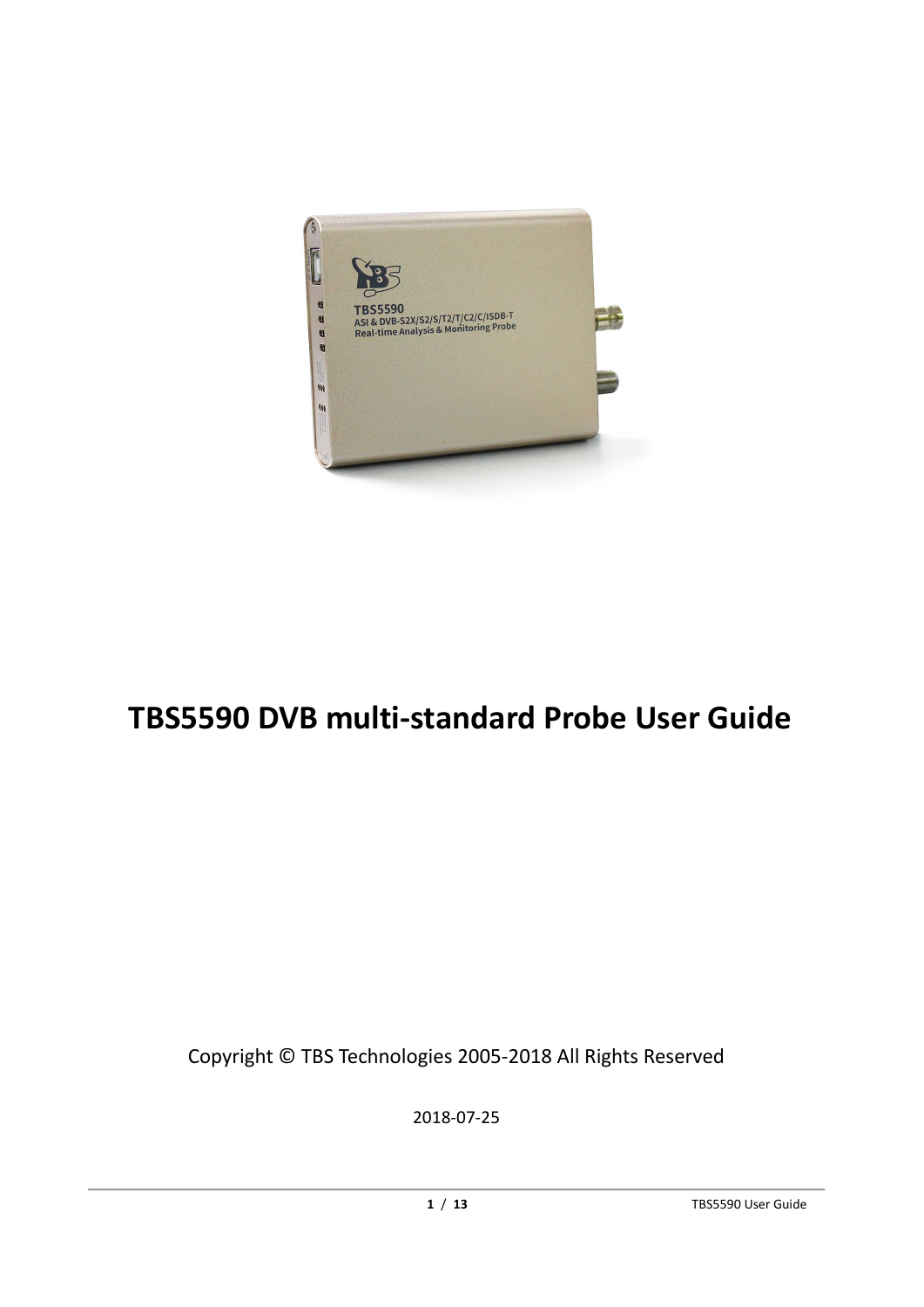# TBS5590 DVB multi-standard Probe User Guide

Copyright © TBS Technologies 2005-2018 All Rights Reserved

2018-07-25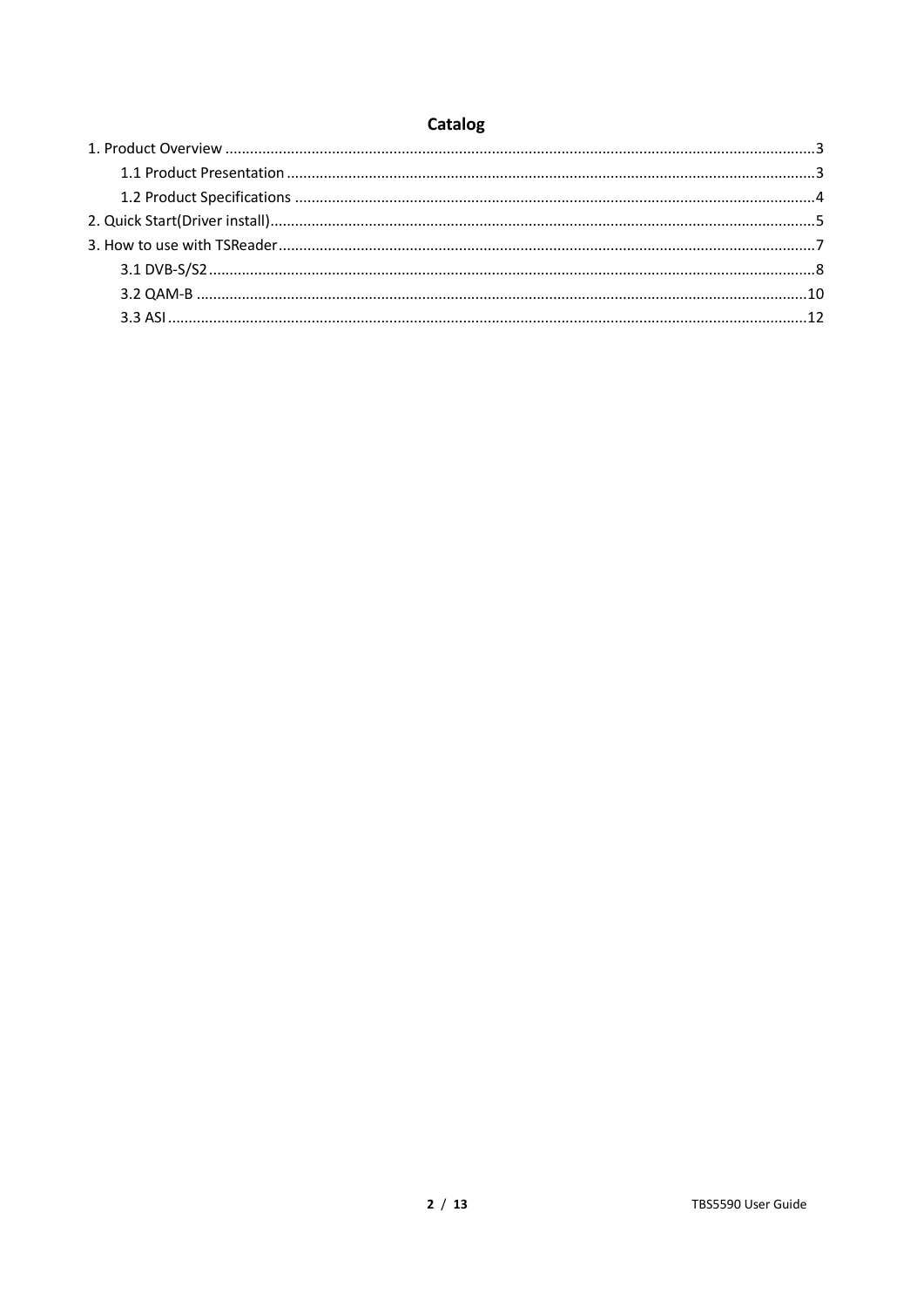# Catalog

1. Product Overview ........................................................................................................................................3
   - 1.1 Product Presentation ..............................................................................................................3
   - 1.2 Product Specifications ............................................................................................................4
2. Quick Start(Driver install).............................................................................................................................5
3. How to use with TSReader...........................................................................................................................7
   - 3.1 DVB-S/S2 ...................................................................................................................................8
   - 3.2 QAM-B .....................................................................................................................................10
   - 3.3 ASI ...........................................................................................................................................12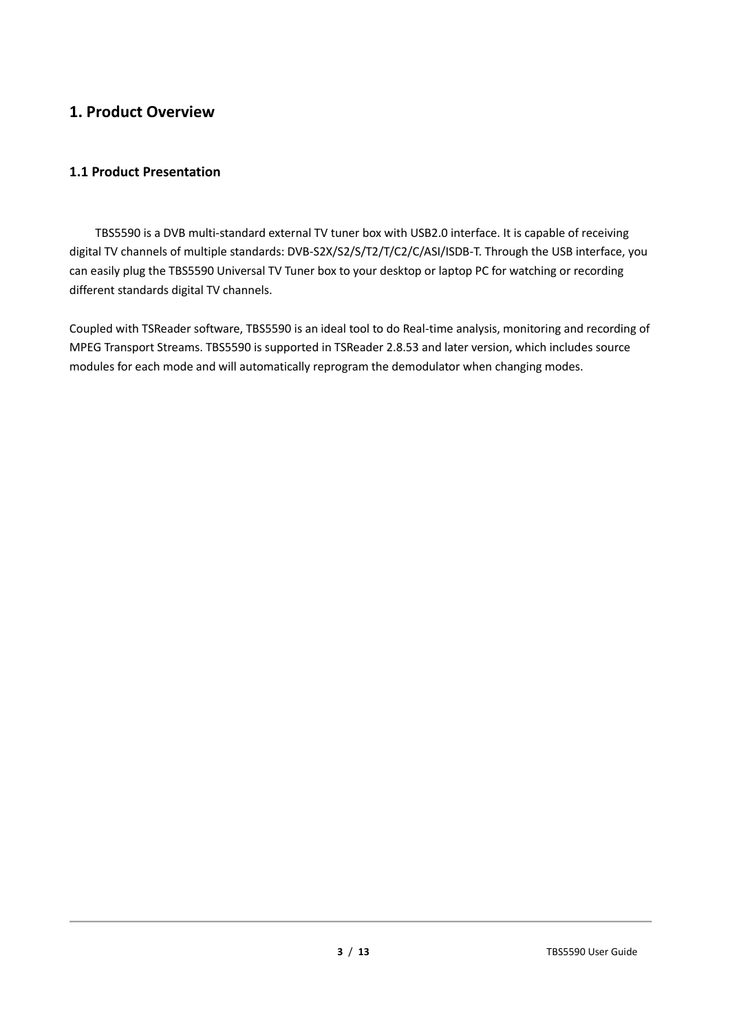# 1. Product Overview

## 1.1 Product Presentation

TBS5590 is a DVB multi-standard external TV tuner box with USB2.0 interface. It is capable of receiving digital TV channels of multiple standards: DVB-S2X/S2/S/T2/T/C2/C/ASI/ISDB-T. Through the USB interface, you can easily plug the TBS5590 Universal TV Tuner box to your desktop or laptop PC for watching or recording different standards digital TV channels.

Coupled with TSReader software, TBS5590 is an ideal tool to do Real-time analysis, monitoring and recording of MPEG Transport Streams. TBS5590 is supported in TSReader 2.8.53 and later version, which includes source modules for each mode and will automatically reprogram the demodulator when changing modes.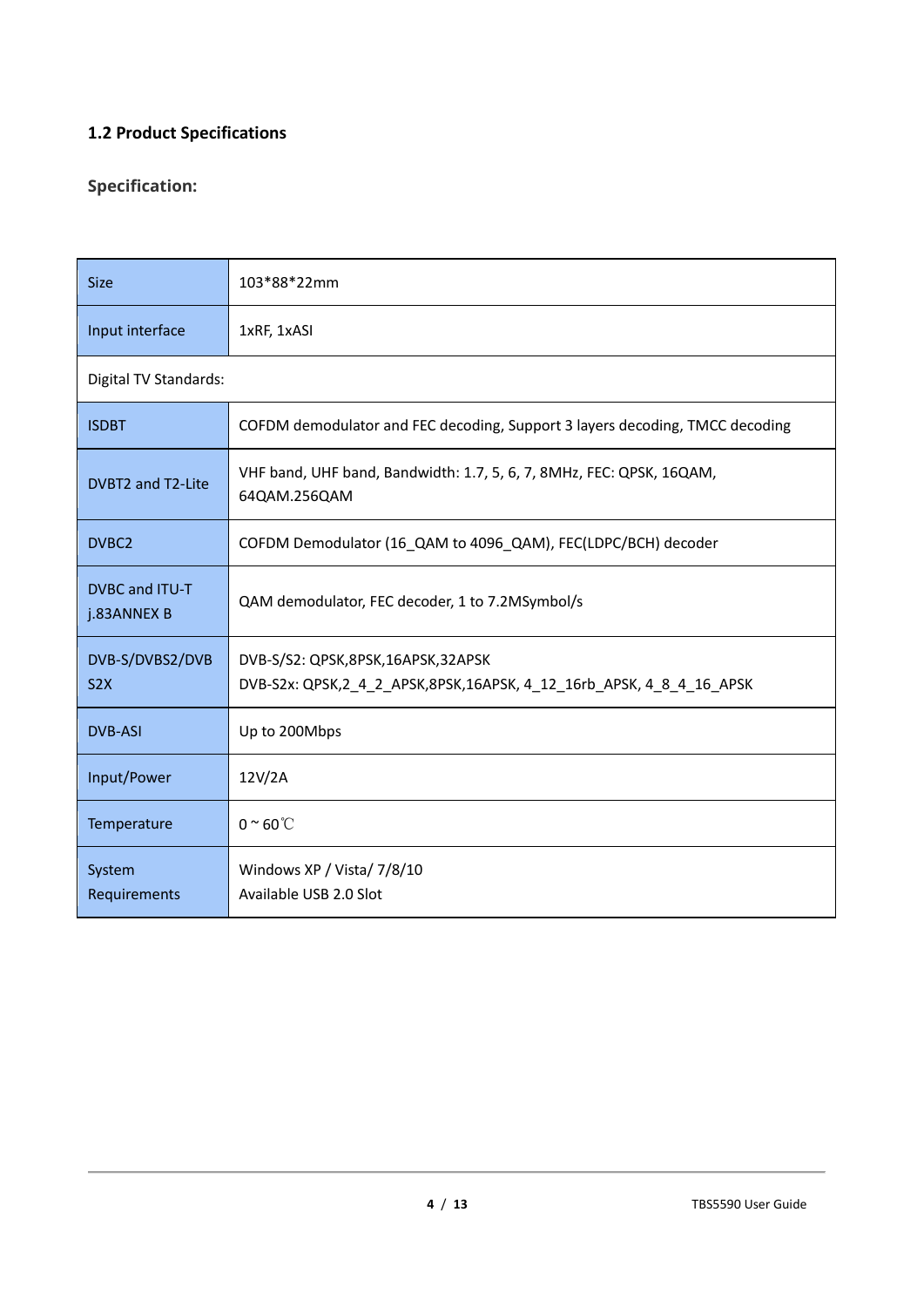## 1.2 Product Specifications

### Specification:

| Size | 103*88*22mm |
|---|---|
| Input interface | 1xRF, 1xASI |
| Digital TV Standards: | |
| ISDBT | COFDM demodulator and FEC decoding, Support 3 layers decoding, TMCC decoding |
| DVBT2 and T2-Lite | VHF band, UHF band, Bandwidth: 1.7, 5, 6, 7, 8MHz, FEC: QPSK, 16QAM, 64QAM.256QAM |
| DVBC2 | COFDM Demodulator (16_QAM to 4096_QAM), FEC(LDPC/BCH) decoder |
| DVBC and ITU-T j.83ANNEX B | QAM demodulator, FEC decoder, 1 to 7.2MSymbol/s |
| DVB-S/DVBS2/DVB S2X | DVB-S/S2: QPSK,8PSK,16APSK,32APSK<br>DVB-S2x: QPSK,2_4_2_APSK,8PSK,16APSK, 4_12_16rb_APSK, 4_8_4_16_APSK |
| DVB-ASI | Up to 200Mbps |
| Input/Power | 12V/2A |
| Temperature | 0 ~ 60℃ |
| System Requirements | Windows XP / Vista/ 7/8/10<br>Available USB 2.0 Slot |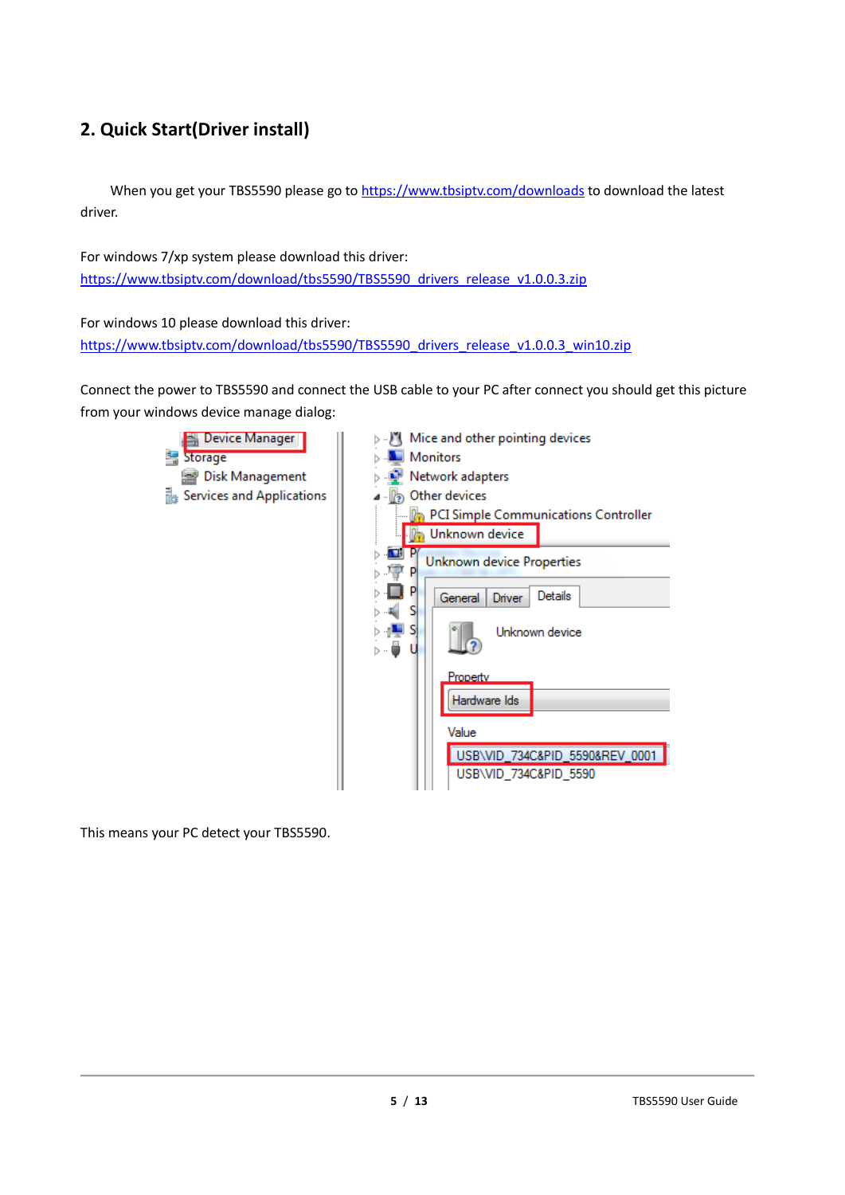## 2. Quick Start(Driver install)

When you get your TBS5590 please go to [https://www.tbsiptv.com/downloads](https://www.tbsiptv.com/downloads) to download the latest driver.

For windows 7/xp system please download this driver:
[https://www.tbsiptv.com/download/tbs5590/TBS5590_drivers_release_v1.0.0.3.zip](https://www.tbsiptv.com/download/tbs5590/TBS5590_drivers_release_v1.0.0.3.zip)

For windows 10 please download this driver:
[https://www.tbsiptv.com/download/tbs5590/TBS5590_drivers_release_v1.0.0.3_win10.zip](https://www.tbsiptv.com/download/tbs5590/TBS5590_drivers_release_v1.0.0.3_win10.zip)

Connect the power to TBS5590 and connect the USB cable to your PC after connect you should get this picture from your windows device manage dialog:

This means your PC detect your TBS5590.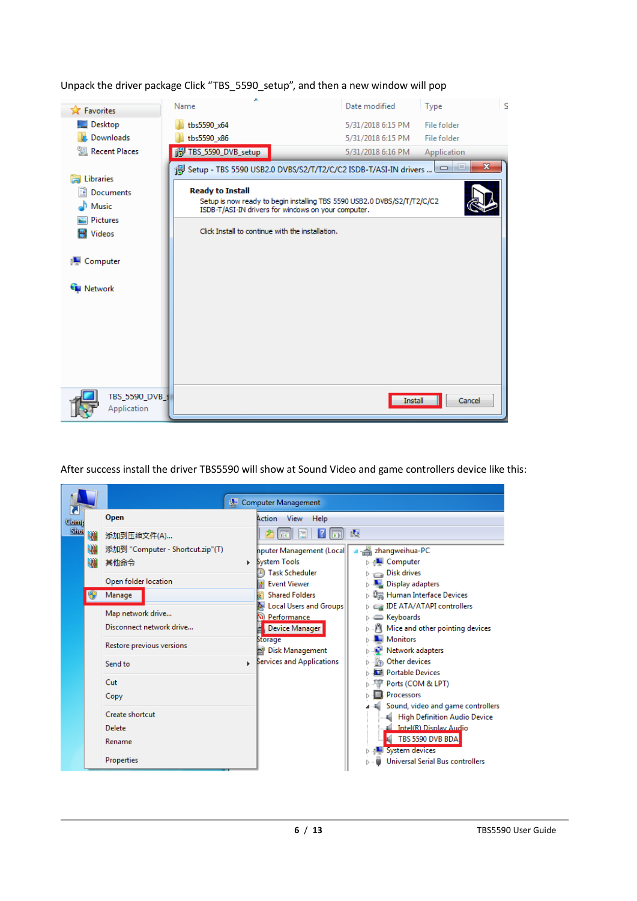Unpack the driver package Click “TBS_5590_setup”, and then a new window will pop

After success install the driver TBS5590 will show at Sound Video and game controllers device like this: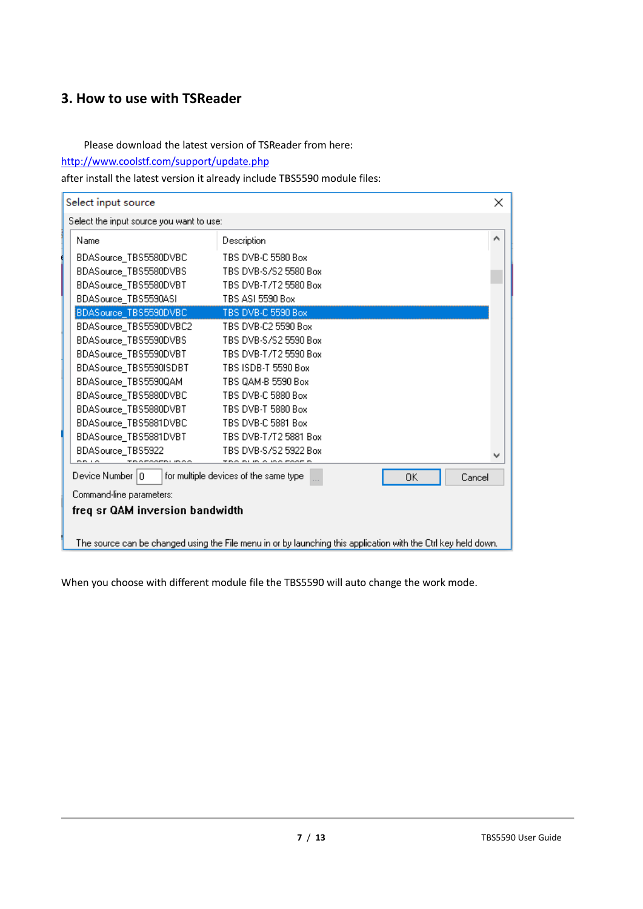## 3. How to use with TSReader

Please download the latest version of TSReader from here:
http://www.coolstf.com/support/update.php
after install the latest version it already include TBS5590 module files:

Select input source

Select the input source you want to use:

| Name | Description |
|---|---|
| BDASource_TBS5580DVBC | TBS DVB-C 5580 Box |
| BDASource_TBS5580DVBS | TBS DVB-S/S2 5580 Box |
| BDASource_TBS5580DVBT | TBS DVB-T/T2 5580 Box |
| BDASource_TBS5590ASI | TBS ASI 5590 Box |
| BDASource_TBS5590DVBC | TBS DVB-C 5590 Box |
| BDASource_TBS5590DVBC2 | TBS DVB-C2 5590 Box |
| BDASource_TBS5590DVBS | TBS DVB-S/S2 5590 Box |
| BDASource_TBS5590DVBT | TBS DVB-T/T2 5590 Box |
| BDASource_TBS5590ISDBT | TBS ISDB-T 5590 Box |
| BDASource_TBS5590QAM | TBS QAM-B 5590 Box |
| BDASource_TBS5880DVBC | TBS DVB-C 5880 Box |
| BDASource_TBS5880DVBT | TBS DVB-T 5880 Box |
| BDASource_TBS5881DVBC | TBS DVB-C 5881 Box |
| BDASource_TBS5881DVBT | TBS DVB-T/T2 5881 Box |
| BDASource_TBS5922 | TBS DVB-S/S2 5922 Box |

Device Number 0 for multiple devices of the same type ... OK Cancel

Command-line parameters:

**freq sr QAM inversion bandwidth**

The source can be changed using the File menu in or by launching this application with the Ctrl key held down.

When you choose with different module file the TBS5590 will auto change the work mode.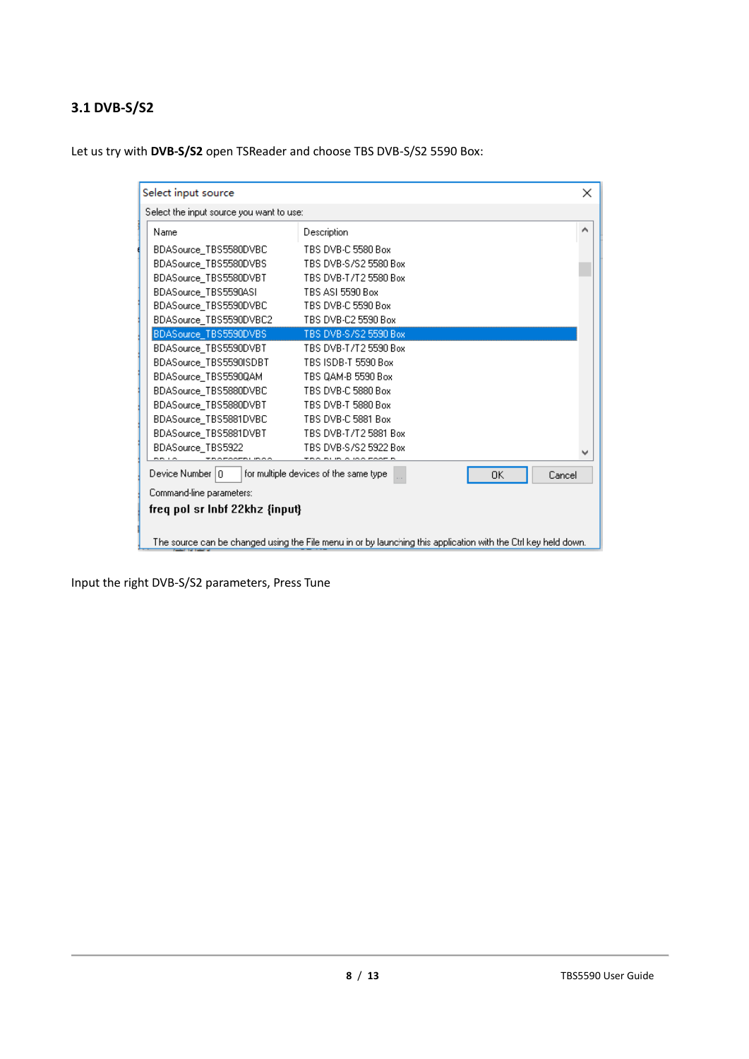## 3.1 DVB-S/S2

Let us try with **DVB-S/S2** open TSReader and choose TBS DVB-S/S2 5590 Box:

Select input source

Select the input source you want to use:

| Name | Description |
| --- | --- |
| BDASource_TBS5580DVBC | TBS DVB-C 5580 Box |
| BDASource_TBS5580DVBS | TBS DVB-S/S2 5580 Box |
| BDASource_TBS5580DVBT | TBS DVB-T/T2 5580 Box |
| BDASource_TBS5590ASI | TBS ASI 5590 Box |
| BDASource_TBS5590DVBC | TBS DVB-C 5590 Box |
| BDASource_TBS5590DVBC2 | TBS DVB-C2 5590 Box |
| BDASource_TBS5590DVBS | TBS DVB-S/S2 5590 Box |
| BDASource_TBS5590DVBT | TBS DVB-T/T2 5590 Box |
| BDASource_TBS5590ISDBT | TBS ISDB-T 5590 Box |
| BDASource_TBS5590QAM | TBS QAM-B 5590 Box |
| BDASource_TBS5880DVBC | TBS DVB-C 5880 Box |
| BDASource_TBS5880DVBT | TBS DVB-T 5880 Box |
| BDASource_TBS5881DVBC | TBS DVB-C 5881 Box |
| BDASource_TBS5881DVBT | TBS DVB-T/T2 5881 Box |
| BDASource_TBS5922 | TBS DVB-S/S2 5922 Box |

Device Number 0 for multiple devices of the same type

OK Cancel

Command-line parameters:

**freq pol sr lnbf 22khz {input}**

The source can be changed using the File menu in or by launching this application with the Ctrl key held down.

Input the right DVB-S/S2 parameters, Press Tune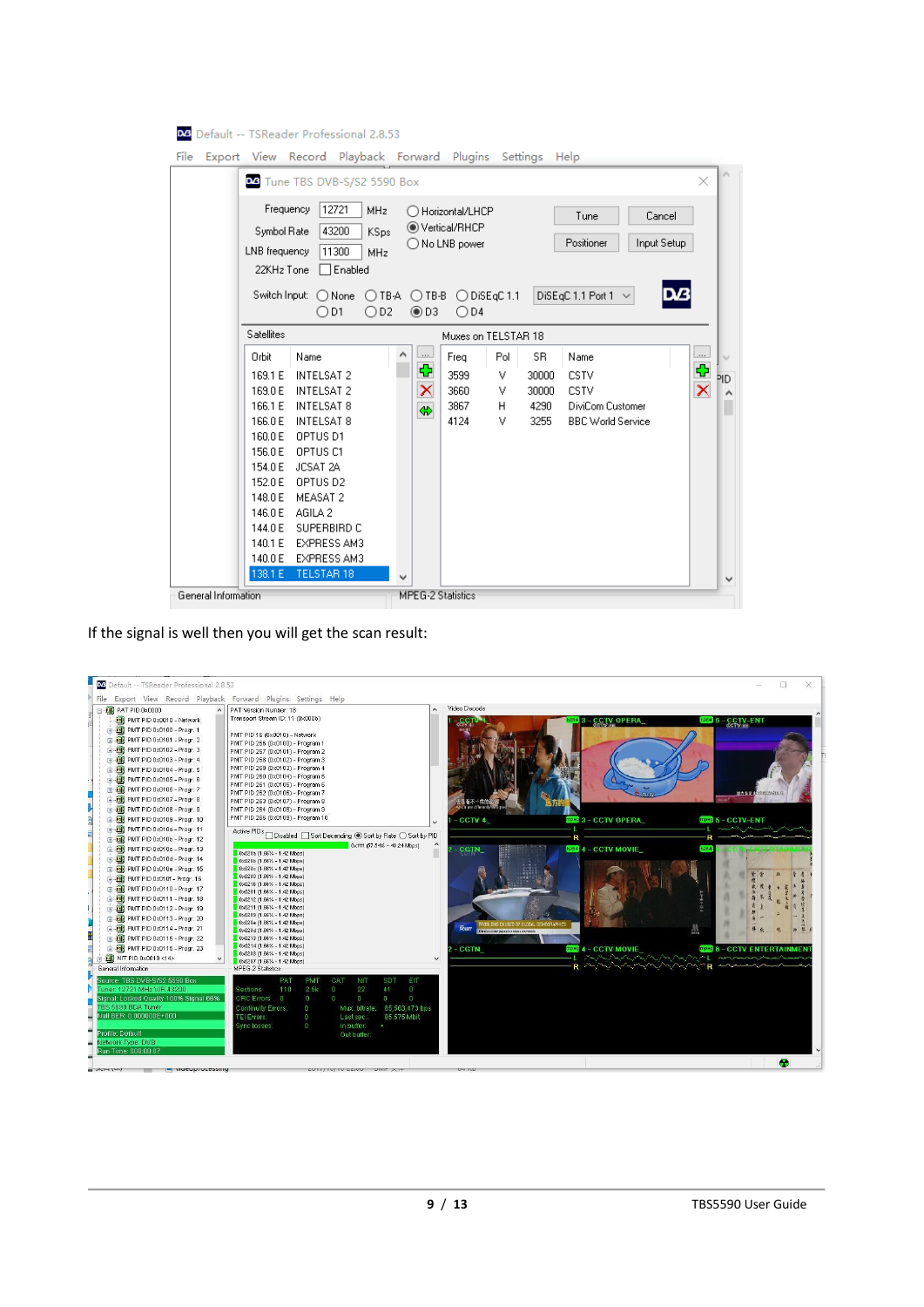If the signal is well then you will get the scan result: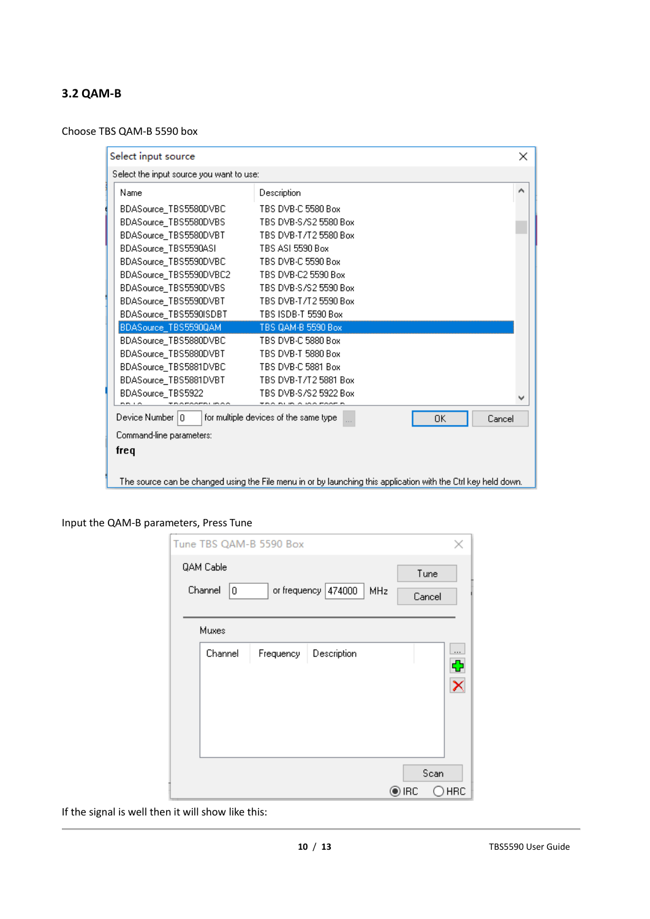### 3.2 QAM-B

Choose TBS QAM-B 5590 box

Input the QAM-B parameters, Press Tune

If the signal is well then it will show like this: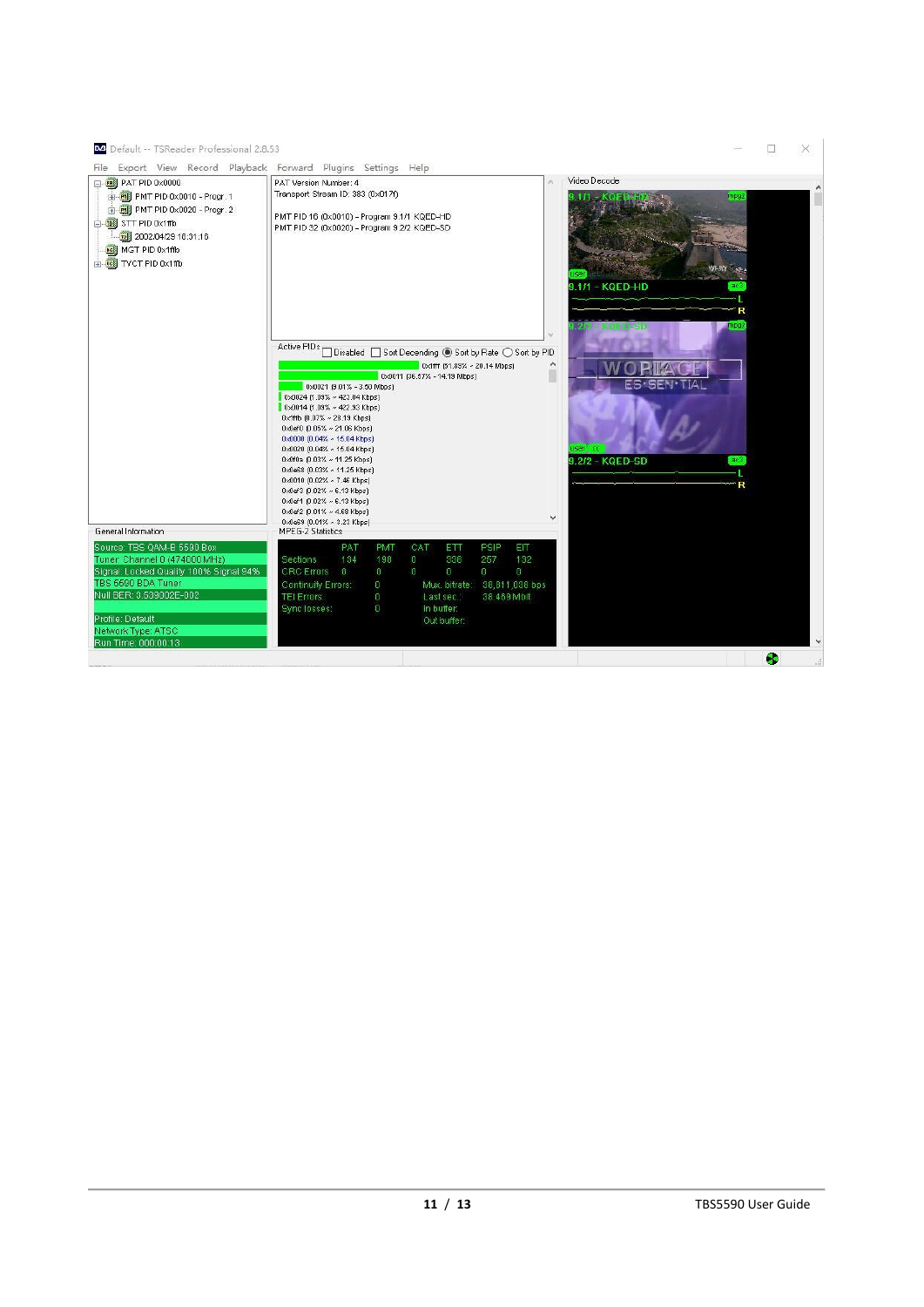Default -- TSReader Professional 2.8.53

File Export View Record Playback Forward Plugins Settings Help

- PAT PID 0x0000
  - PMT PID 0x0010 - Progr. 1
  - PMT PID 0x0020 - Progr. 2
- STT PID 0x1ffb
  - 2002/04/29 16:31:16
- MGT PID 0x1ffb
- TVCT PID 0x1ffb

PAT Version Number: 4
Transport Stream ID: 383 (0x017f)

PMT PID 16 (0x0010) – Program 9.1/1 KQED-HD
PMT PID 32 (0x0020) – Program 9.2/2 KQED-SD

Active PIDs: Disabled | Sort Decending | Sort by Rate | Sort by PID

- 0x1fff (51.85% ~ 20.14 Mbps)
- 0x0011 (36.57% ~ 14.19 Mbps)
- 0x0021 (9.01% ~ 3.50 Mbps)
- 0x0024 (1.09% ~ 423.04 Kbps)
- 0x0014 (1.09% ~ 422.93 Kbps)
- 0x1ffb (0.07% ~ 28.19 Kbps)
- 0x1ef0 (0.05% ~ 21.06 Kbps)
- 0x0000 (0.04% ~ 15.04 Kbps)
- 0x0020 (0.04% ~ 15.04 Kbps)
- 0x1f0a (0.03% ~ 11.25 Kbps)
- 0x1e68 (0.03% ~ 11.25 Kbps)
- 0x0010 (0.02% ~ 7.48 Kbps)
- 0x1ef3 (0.02% ~ 6.13 Kbps)
- 0x1ef1 (0.02% ~ 6.13 Kbps)
- 0x1ef2 (0.01% ~ 4.68 Kbps)
- 0x1e69 (0.01% ~ 3.23 Kbps)

General Information

- Source: TBS QAM-B 5590 Box
- Tuner: Channel 0 (474000 MHz)
- Signal: Locked Quality 100% Signal 94%
- TBS 5590 BDA Tuner
- Null BER: 3.539002E-002
- Profile: Default
- Network Type: ATSC
- Run Time: 000:00:13

MPEG-2 Statistics

| | PAT | PMT | CAT | ETT | PSIP | EIT |
|---|---|---|---|---|---|---|
| Sections | 134 | 198 | 0 | 336 | 257 | 132 |
| CRC Errors | 0 | 0 | 0 | 0 | 0 | 0 |

- Continuity Errors: 0 — Mux. bitrate: 38,811,088 bps
- TEI Errors: 0 — Last sec.: 38.469 Mbit
- Sync losses: 0 — In buffer:
- Out buffer:

Video Decode

- 9.1/1 - KQED-HD (mpg2, ac3)
- 9.2/2 - KQED-SD (mpg2, ac3)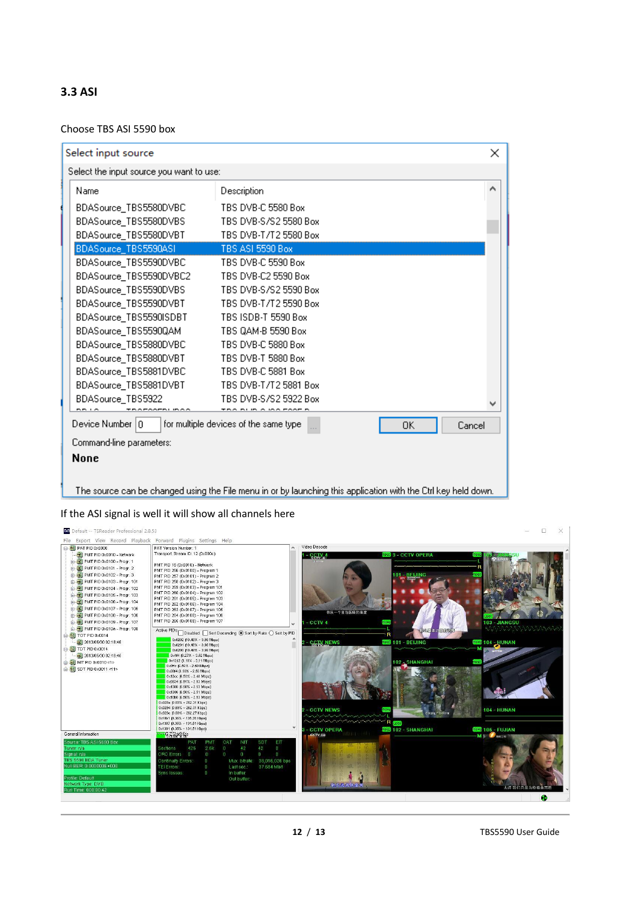### 3.3 ASI

Choose TBS ASI 5590 box

Select input source

Select the input source you want to use:

| Name | Description |
|---|---|
| BDASource_TBS5580DVBC | TBS DVB-C 5580 Box |
| BDASource_TBS5580DVBS | TBS DVB-S/S2 5580 Box |
| BDASource_TBS5580DVBT | TBS DVB-T/T2 5580 Box |
| BDASource_TBS5590ASI | TBS ASI 5590 Box |
| BDASource_TBS5590DVBC | TBS DVB-C 5590 Box |
| BDASource_TBS5590DVBC2 | TBS DVB-C2 5590 Box |
| BDASource_TBS5590DVBS | TBS DVB-S/S2 5590 Box |
| BDASource_TBS5590DVBT | TBS DVB-T/T2 5590 Box |
| BDASource_TBS5590ISDBT | TBS ISDB-T 5590 Box |
| BDASource_TBS5590QAM | TBS QAM-B 5590 Box |
| BDASource_TBS5880DVBC | TBS DVB-C 5880 Box |
| BDASource_TBS5880DVBT | TBS DVB-T 5880 Box |
| BDASource_TBS5881DVBC | TBS DVB-C 5881 Box |
| BDASource_TBS5881DVBT | TBS DVB-T/T2 5881 Box |
| BDASource_TBS5922 | TBS DVB-S/S2 5922 Box |

Device Number 0 for multiple devices of the same type

OK Cancel

Command-line parameters:

**None**

The source can be changed using the File menu in or by launching this application with the Ctrl key held down.

If the ASI signal is well it will show all channels here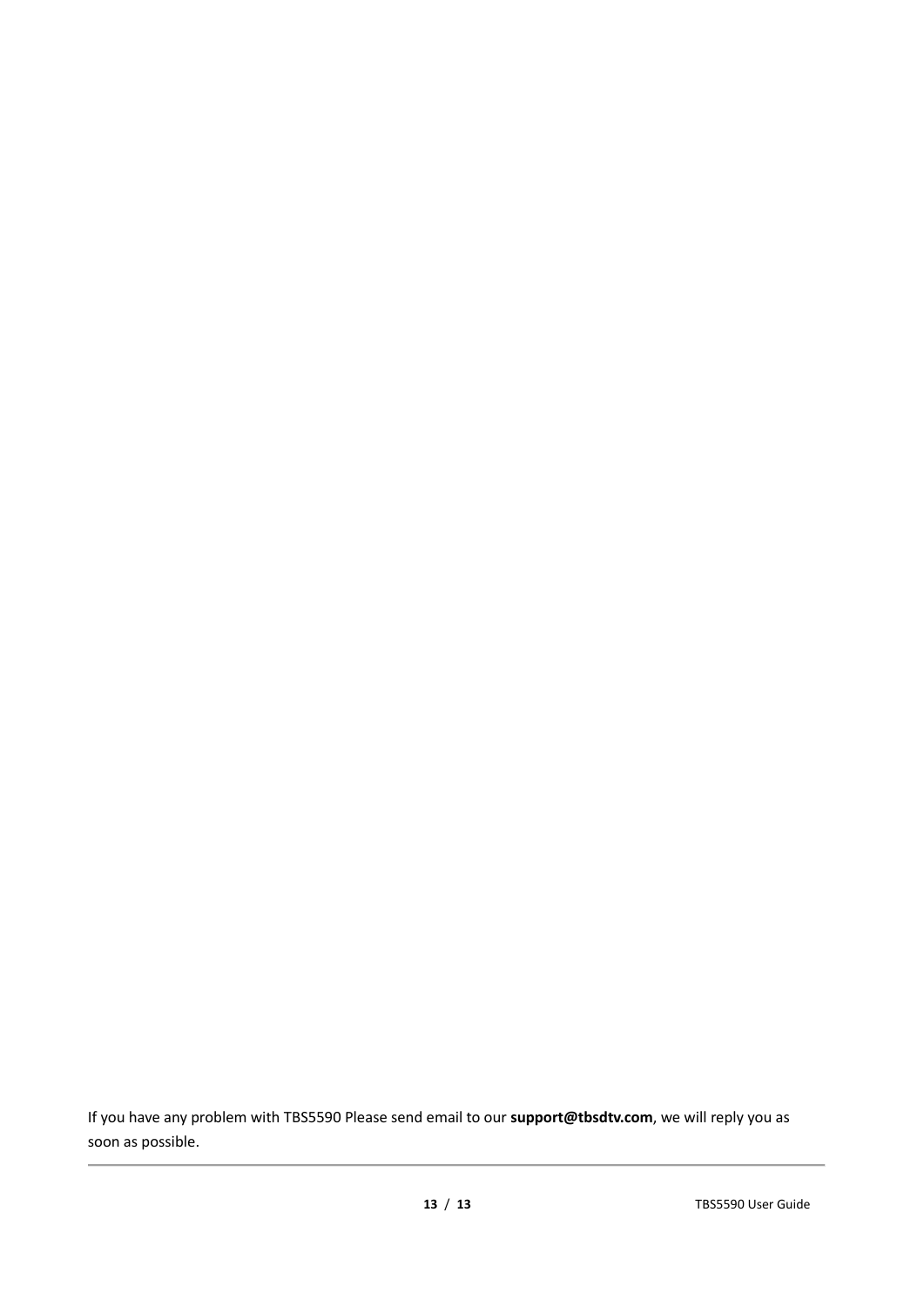If you have any problem with TBS5590 Please send email to our **support@tbsdtv.com**, we will reply you as soon as possible.